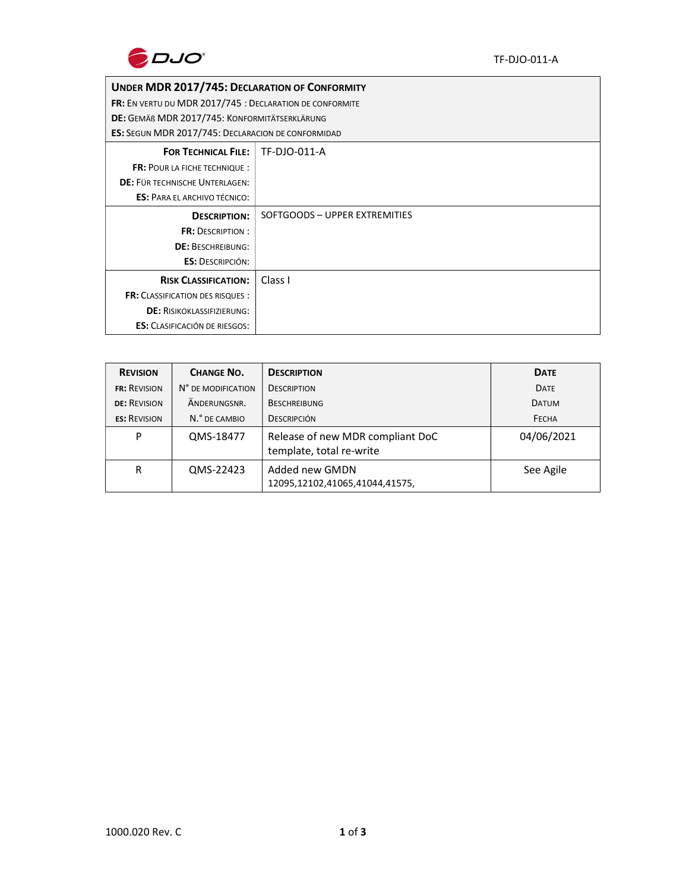| **Under MDR 2017/745: Declaration of Conformity**<br>**FR:** En vertu du MDR 2017/745 : Declaration de conformite<br>**DE:** Gemäß MDR 2017/745: Konformitätserklärung<br>**ES:** Segun MDR 2017/745: Declaracion de conformidad | |
|---|---|
| **For Technical File:**<br>**FR:** Pour la fiche technique :<br>**DE:** Für technische Unterlagen:<br>**ES:** Para el archivo técnico: | TF-DJO-011-A |
| **Description:**<br>**FR:** Description :<br>**DE:** Beschreibung:<br>**ES:** Descripción: | SOFTGOODS – UPPER EXTREMITIES |
| **Risk Classification:**<br>**FR:** Classification des risques :<br>**DE:** Risikoklassifizierung:<br>**ES:** Clasificación de riesgos: | Class I |

| **Revision**<br>**FR:** Revision<br>**DE:** Revision<br>**ES:** Revision | **Change No.**<br>N° de modification<br>Änderungsnr.<br>N.° de cambio | **Description**<br>Description<br>Beschreibung<br>Descripción | **Date**<br>Date<br>Datum<br>Fecha |
|---|---|---|---|
| P | QMS-18477 | Release of new MDR compliant DoC template, total re-write | 04/06/2021 |
| R | QMS-22423 | Added new GMDN 12095,12102,41065,41044,41575, | See Agile |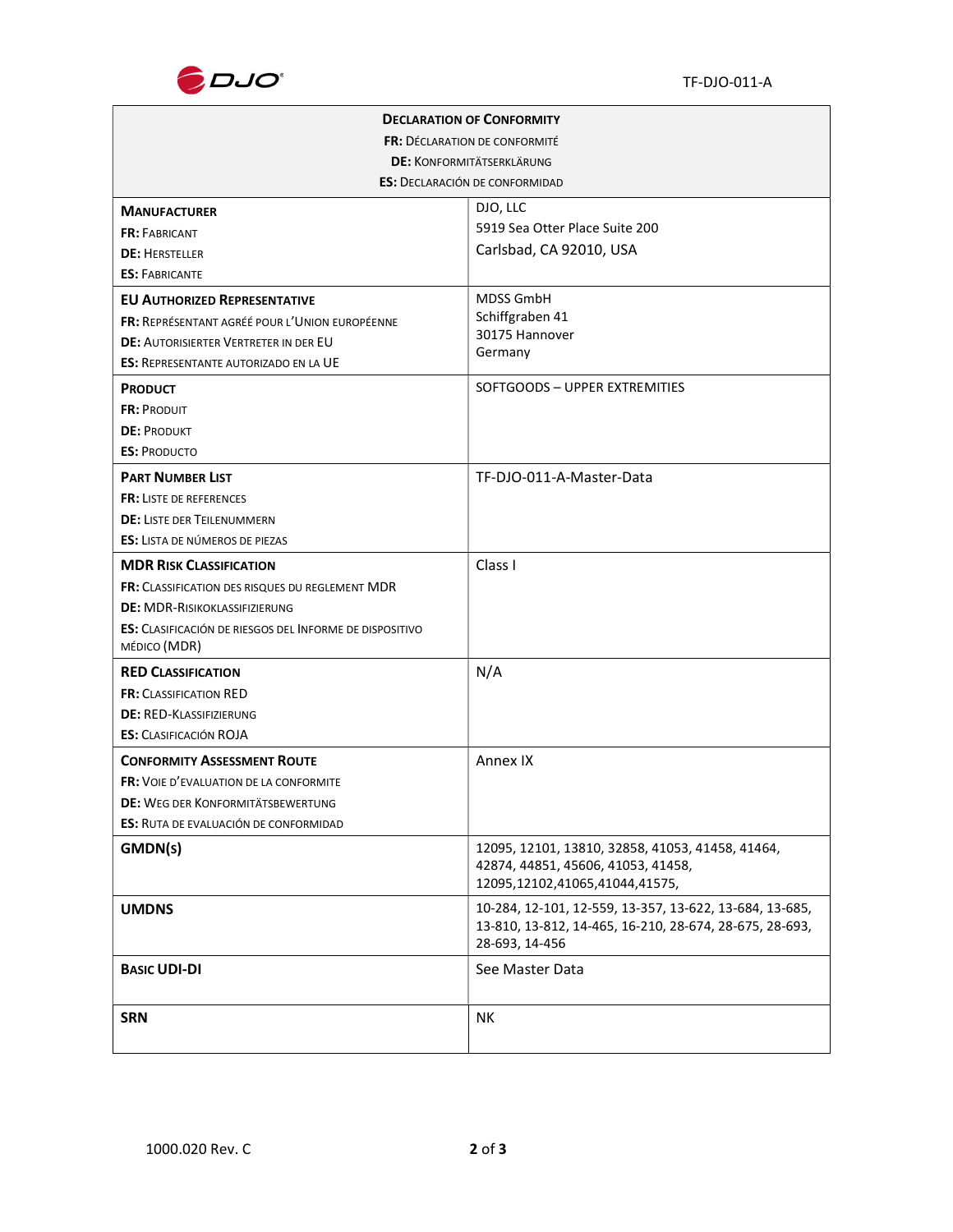| **DECLARATION OF CONFORMITY**<br>**FR:** DÉCLARATION DE CONFORMITÉ<br>**DE:** KONFORMITÄTSERKLÄRUNG<br>**ES:** DECLARACIÓN DE CONFORMIDAD | |
|---|---|
| **MANUFACTURER**<br>**FR:** FABRICANT<br>**DE:** HERSTELLER<br>**ES:** FABRICANTE | DJO, LLC<br>5919 Sea Otter Place Suite 200<br>Carlsbad, CA 92010, USA |
| **EU AUTHORIZED REPRESENTATIVE**<br>**FR:** REPRÉSENTANT AGRÉÉ POUR L'UNION EUROPÉENNE<br>**DE:** AUTORISIERTER VERTRETER IN DER EU<br>**ES:** REPRESENTANTE AUTORIZADO EN LA UE | MDSS GmbH<br>Schiffgraben 41<br>30175 Hannover<br>Germany |
| **PRODUCT**<br>**FR:** PRODUIT<br>**DE:** PRODUKT<br>**ES:** PRODUCTO | SOFTGOODS – UPPER EXTREMITIES |
| **PART NUMBER LIST**<br>**FR:** LISTE DE REFERENCES<br>**DE:** LISTE DER TEILENUMMERN<br>**ES:** LISTA DE NÚMEROS DE PIEZAS | TF-DJO-011-A-Master-Data |
| **MDR RISK CLASSIFICATION**<br>**FR:** CLASSIFICATION DES RISQUES DU REGLEMENT MDR<br>**DE:** MDR-RISIKOKLASSIFIZIERUNG<br>**ES:** CLASIFICACIÓN DE RIESGOS DEL INFORME DE DISPOSITIVO MÉDICO (MDR) | Class I |
| **RED CLASSIFICATION**<br>**FR:** CLASSIFICATION RED<br>**DE:** RED-KLASSIFIZIERUNG<br>**ES:** CLASIFICACIÓN ROJA | N/A |
| **CONFORMITY ASSESSMENT ROUTE**<br>**FR:** VOIE D'EVALUATION DE LA CONFORMITE<br>**DE:** WEG DER KONFORMITÄTSBEWERTUNG<br>**ES:** RUTA DE EVALUACIÓN DE CONFORMIDAD | Annex IX |
| **GMDN(S)** | 12095, 12101, 13810, 32858, 41053, 41458, 41464, 42874, 44851, 45606, 41053, 41458, 12095,12102,41065,41044,41575, |
| **UMDNS** | 10-284, 12-101, 12-559, 13-357, 13-622, 13-684, 13-685, 13-810, 13-812, 14-465, 16-210, 28-674, 28-675, 28-693, 28-693, 14-456 |
| **BASIC UDI-DI** | See Master Data |
| **SRN** | NK |

1000.020 Rev. C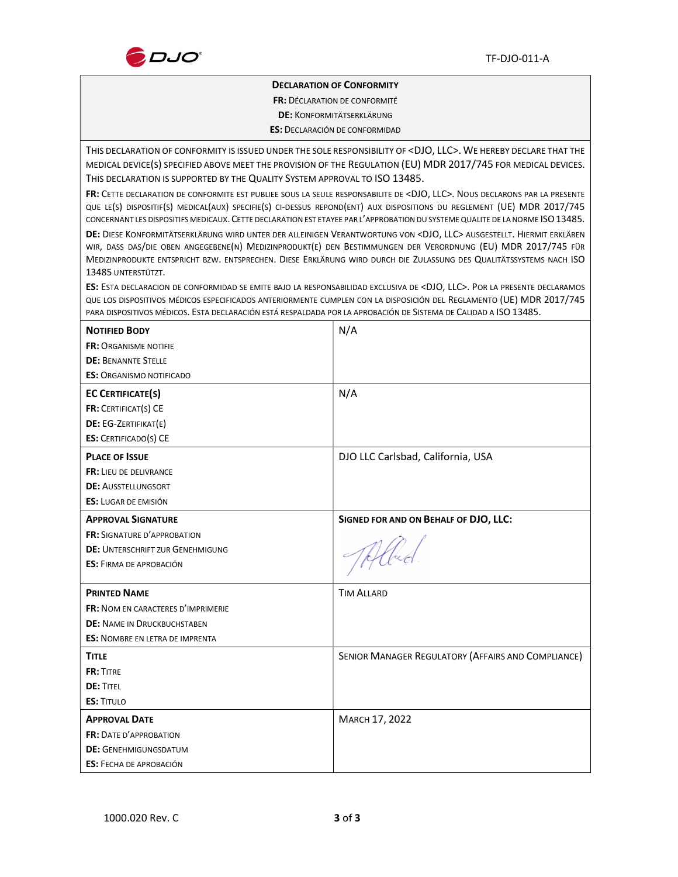TF-DJO-011-A

| **DECLARATION OF CONFORMITY**<br>**FR:** DÉCLARATION DE CONFORMITÉ<br>**DE:** KONFORMITÄTSERKLÄRUNG<br>**ES:** DECLARACIÓN DE CONFORMIDAD |
|---|
| THIS DECLARATION OF CONFORMITY IS ISSUED UNDER THE SOLE RESPONSIBILITY OF <DJO, LLC>. WE HEREBY DECLARE THAT THE MEDICAL DEVICE(S) SPECIFIED ABOVE MEET THE PROVISION OF THE REGULATION (EU) MDR 2017/745 FOR MEDICAL DEVICES. THIS DECLARATION IS SUPPORTED BY THE QUALITY SYSTEM APPROVAL TO ISO 13485.<br><br>**FR:** CETTE DECLARATION DE CONFORMITE EST PUBLIEE SOUS LA SEULE RESPONSABILITE DE <DJO, LLC>. NOUS DECLARONS PAR LA PRESENTE QUE LE(S) DISPOSITIF(S) MEDICAL(AUX) SPECIFIE(S) CI-DESSUS REPOND(ENT) AUX DISPOSITIONS DU REGLEMENT (UE) MDR 2017/745 CONCERNANT LES DISPOSITIFS MEDICAUX. CETTE DECLARATION EST ETAYEE PAR L'APPROBATION DU SYSTEME QUALITE DE LA NORME ISO 13485.<br><br>**DE:** DIESE KONFORMITÄTSERKLÄRUNG WIRD UNTER DER ALLEINIGEN VERANTWORTUNG VON <DJO, LLC> AUSGESTELLT. HIERMIT ERKLÄREN WIR, DASS DAS/DIE OBEN ANGEGEBENE(N) MEDIZINPRODUKT(E) DEN BESTIMMUNGEN DER VERORDNUNG (EU) MDR 2017/745 FÜR MEDIZINPRODUKTE ENTSPRICHT BZW. ENTSPRECHEN. DIESE ERKLÄRUNG WIRD DURCH DIE ZULASSUNG DES QUALITÄTSSYSTEMS NACH ISO 13485 UNTERSTÜTZT.<br><br>**ES:** ESTA DECLARACION DE CONFORMIDAD SE EMITE BAJO LA RESPONSABILIDAD EXCLUSIVA DE <DJO, LLC>. POR LA PRESENTE DECLARAMOS QUE LOS DISPOSITIVOS MÉDICOS ESPECIFICADOS ANTERIORMENTE CUMPLEN CON LA DISPOSICIÓN DEL REGLAMENTO (UE) MDR 2017/745 PARA DISPOSITIVOS MÉDICOS. ESTA DECLARACIÓN ESTÁ RESPALDADA POR LA APROBACIÓN DE SISTEMA DE CALIDAD A ISO 13485. |

| | |
|---|---|
| **NOTIFIED BODY**<br>**FR:** ORGANISME NOTIFIE<br>**DE:** BENANNTE STELLE<br>**ES:** ORGANISMO NOTIFICADO | N/A |
| **EC CERTIFICATE(S)**<br>**FR:** CERTIFICAT(S) CE<br>**DE:** EG-ZERTIFIKAT(E)<br>**ES:** CERTIFICADO(S) CE | N/A |
| **PLACE OF ISSUE**<br>**FR:** LIEU DE DELIVRANCE<br>**DE:** AUSSTELLUNGSORT<br>**ES:** LUGAR DE EMISIÓN | DJO LLC Carlsbad, California, USA |
| **APPROVAL SIGNATURE**<br>**FR:** SIGNATURE D'APPROBATION<br>**DE:** UNTERSCHRIFT ZUR GENEHMIGUNG<br>**ES:** FIRMA DE APROBACIÓN | **SIGNED FOR AND ON BEHALF OF DJO, LLC:**<br>[signature] |
| **PRINTED NAME**<br>**FR:** NOM EN CARACTERES D'IMPRIMERIE<br>**DE:** NAME IN DRUCKBUCHSTABEN<br>**ES:** NOMBRE EN LETRA DE IMPRENTA | TIM ALLARD |
| **TITLE**<br>**FR:** TITRE<br>**DE:** TITEL<br>**ES:** TITULO | SENIOR MANAGER REGULATORY (AFFAIRS AND COMPLIANCE) |
| **APPROVAL DATE**<br>**FR:** DATE D'APPROBATION<br>**DE:** GENEHMIGUNGSDATUM<br>**ES:** FECHA DE APROBACIÓN | MARCH 17, 2022 |

1000.020 Rev. C